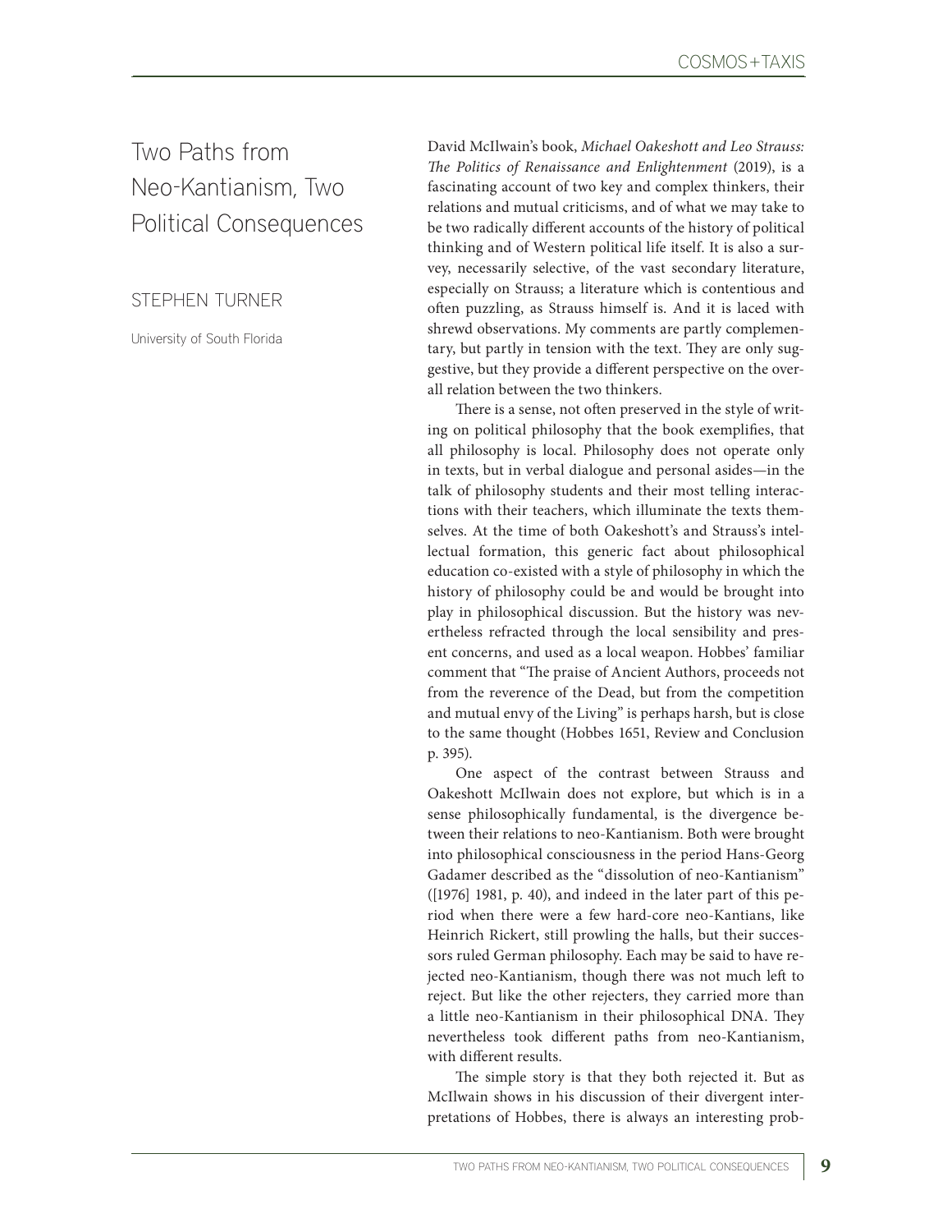# Two Paths from Neo-Kantianism, Two Political Consequences

STEPHEN TURNER

University of South Florida

David McIlwain's book, *Michael Oakeshott and Leo Strauss: The Politics of Renaissance and Enlightenment* (2019), is a fascinating account of two key and complex thinkers, their relations and mutual criticisms, and of what we may take to be two radically different accounts of the history of political thinking and of Western political life itself. It is also a survey, necessarily selective, of the vast secondary literature, especially on Strauss; a literature which is contentious and often puzzling, as Strauss himself is. And it is laced with shrewd observations. My comments are partly complementary, but partly in tension with the text. They are only suggestive, but they provide a different perspective on the overall relation between the two thinkers.

There is a sense, not often preserved in the style of writing on political philosophy that the book exemplifies, that all philosophy is local. Philosophy does not operate only in texts, but in verbal dialogue and personal asides—in the talk of philosophy students and their most telling interactions with their teachers, which illuminate the texts themselves. At the time of both Oakeshott's and Strauss's intellectual formation, this generic fact about philosophical education co-existed with a style of philosophy in which the history of philosophy could be and would be brought into play in philosophical discussion. But the history was nevertheless refracted through the local sensibility and present concerns, and used as a local weapon. Hobbes' familiar comment that "The praise of Ancient Authors, proceeds not from the reverence of the Dead, but from the competition and mutual envy of the Living" is perhaps harsh, but is close to the same thought (Hobbes 1651, Review and Conclusion p. 395).

One aspect of the contrast between Strauss and Oakeshott McIlwain does not explore, but which is in a sense philosophically fundamental, is the divergence between their relations to neo-Kantianism. Both were brought into philosophical consciousness in the period Hans-Georg Gadamer described as the "dissolution of neo-Kantianism" ([1976] 1981, p. 40), and indeed in the later part of this period when there were a few hard-core neo-Kantians, like Heinrich Rickert, still prowling the halls, but their successors ruled German philosophy. Each may be said to have rejected neo-Kantianism, though there was not much left to reject. But like the other rejecters, they carried more than a little neo-Kantianism in their philosophical DNA. They nevertheless took different paths from neo-Kantianism, with different results.

The simple story is that they both rejected it. But as McIlwain shows in his discussion of their divergent interpretations of Hobbes, there is always an interesting prob-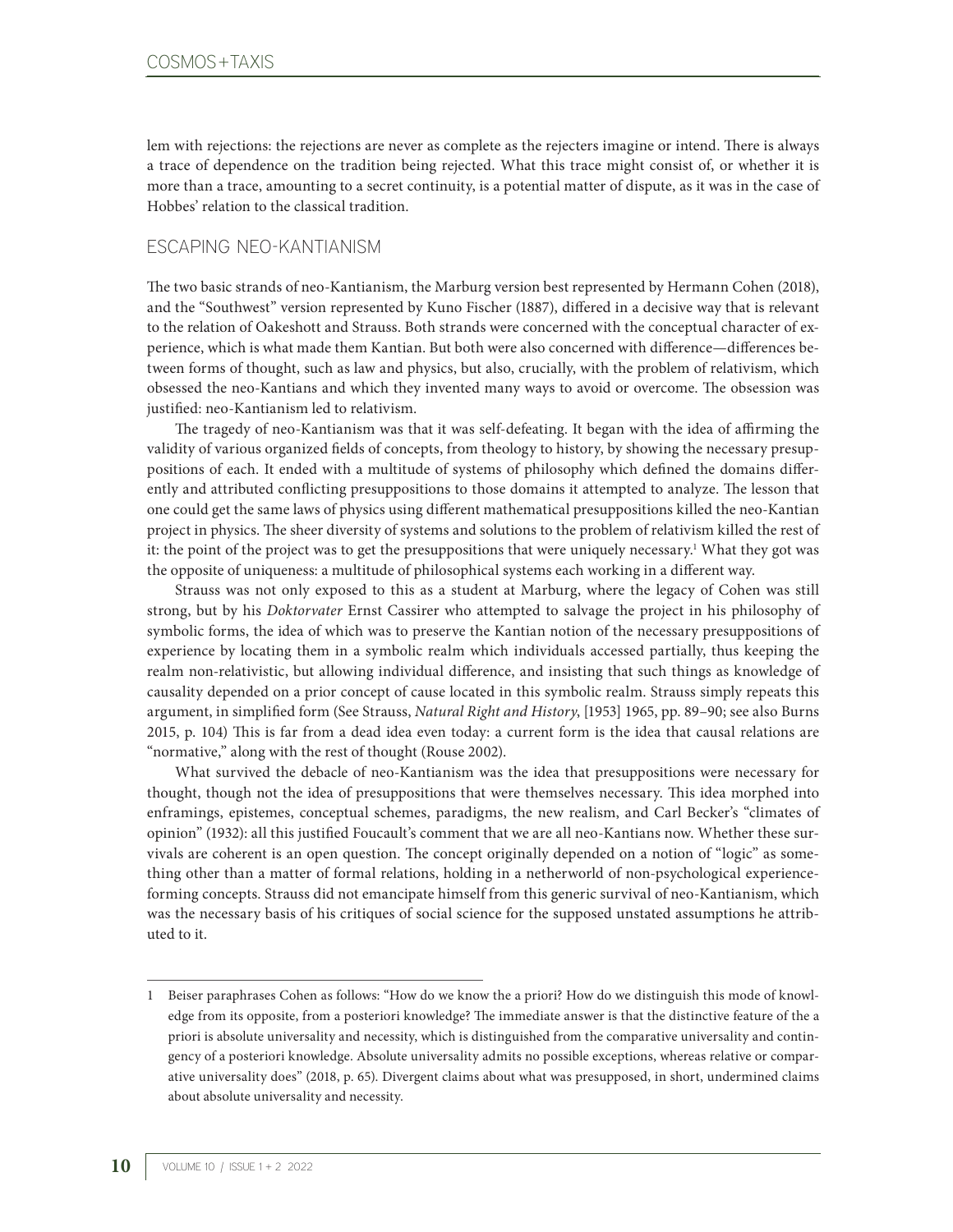lem with rejections: the rejections are never as complete as the rejecters imagine or intend. There is always a trace of dependence on the tradition being rejected. What this trace might consist of, or whether it is more than a trace, amounting to a secret continuity, is a potential matter of dispute, as it was in the case of Hobbes' relation to the classical tradition.

## ESCAPING NEO-KANTIANISM

The two basic strands of neo-Kantianism, the Marburg version best represented by Hermann Cohen (2018), and the "Southwest" version represented by Kuno Fischer (1887), differed in a decisive way that is relevant to the relation of Oakeshott and Strauss. Both strands were concerned with the conceptual character of experience, which is what made them Kantian. But both were also concerned with difference—differences between forms of thought, such as law and physics, but also, crucially, with the problem of relativism, which obsessed the neo-Kantians and which they invented many ways to avoid or overcome. The obsession was justified: neo-Kantianism led to relativism.

The tragedy of neo-Kantianism was that it was self-defeating. It began with the idea of affirming the validity of various organized fields of concepts, from theology to history, by showing the necessary presuppositions of each. It ended with a multitude of systems of philosophy which defined the domains differently and attributed conflicting presuppositions to those domains it attempted to analyze. The lesson that one could get the same laws of physics using different mathematical presuppositions killed the neo-Kantian project in physics. The sheer diversity of systems and solutions to the problem of relativism killed the rest of it: the point of the project was to get the presuppositions that were uniquely necessary.[1] What they got was the opposite of uniqueness: a multitude of philosophical systems each working in a different way.

Strauss was not only exposed to this as a student at Marburg, where the legacy of Cohen was still strong, but by his *Doktorvater* Ernst Cassirer who attempted to salvage the project in his philosophy of symbolic forms, the idea of which was to preserve the Kantian notion of the necessary presuppositions of experience by locating them in a symbolic realm which individuals accessed partially, thus keeping the realm non-relativistic, but allowing individual difference, and insisting that such things as knowledge of causality depended on a prior concept of cause located in this symbolic realm. Strauss simply repeats this argument, in simplified form (See Strauss, *Natural Right and History*, [1953] 1965, pp. 89–90; see also Burns 2015, p. 104) This is far from a dead idea even today: a current form is the idea that causal relations are "normative," along with the rest of thought (Rouse 2002).

What survived the debacle of neo-Kantianism was the idea that presuppositions were necessary for thought, though not the idea of presuppositions that were themselves necessary. This idea morphed into enframings, epistemes, conceptual schemes, paradigms, the new realism, and Carl Becker's "climates of opinion" (1932): all this justified Foucault's comment that we are all neo-Kantians now. Whether these survivals are coherent is an open question. The concept originally depended on a notion of "logic" as something other than a matter of formal relations, holding in a netherworld of non-psychological experience-forming concepts. Strauss did not emancipate himself from this generic survival of neo-Kantianism, which was the necessary basis of his critiques of social science for the supposed unstated assumptions he attributed to it.

---

1 Beiser paraphrases Cohen as follows: "How do we know the a priori? How do we distinguish this mode of knowledge from its opposite, from a posteriori knowledge? The immediate answer is that the distinctive feature of the a priori is absolute universality and necessity, which is distinguished from the comparative universality and contingency of a posteriori knowledge. Absolute universality admits no possible exceptions, whereas relative or comparative universality does" (2018, p. 65). Divergent claims about what was presupposed, in short, undermined claims about absolute universality and necessity.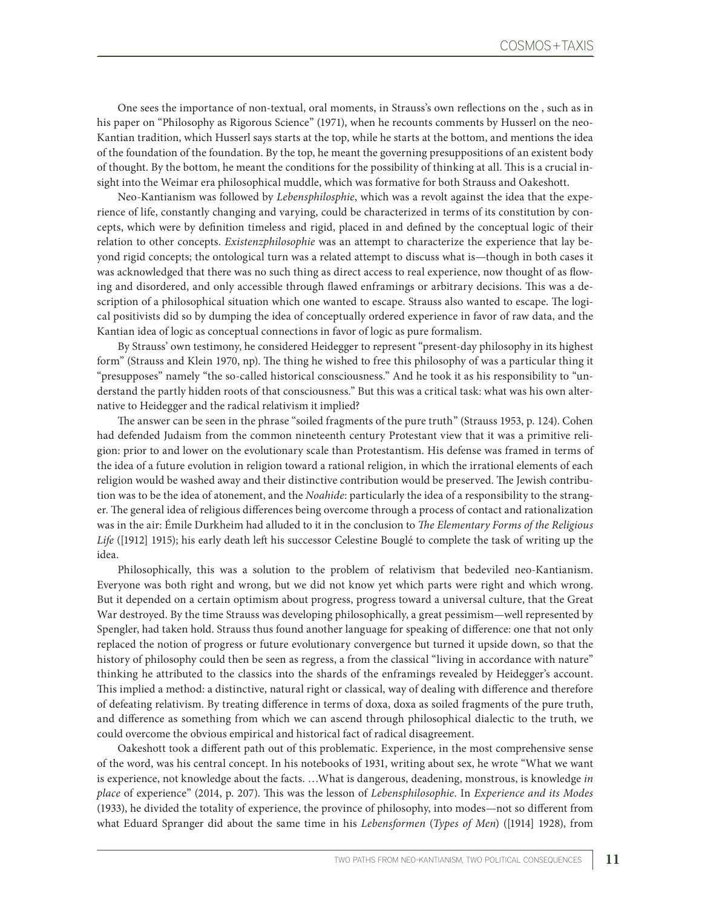One sees the importance of non-textual, oral moments, in Strauss's own reflections on the , such as in his paper on "Philosophy as Rigorous Science" (1971), when he recounts comments by Husserl on the neo-Kantian tradition, which Husserl says starts at the top, while he starts at the bottom, and mentions the idea of the foundation of the foundation. By the top, he meant the governing presuppositions of an existent body of thought. By the bottom, he meant the conditions for the possibility of thinking at all. This is a crucial insight into the Weimar era philosophical muddle, which was formative for both Strauss and Oakeshott.

Neo-Kantianism was followed by *Lebensphilosphie*, which was a revolt against the idea that the experience of life, constantly changing and varying, could be characterized in terms of its constitution by concepts, which were by definition timeless and rigid, placed in and defined by the conceptual logic of their relation to other concepts. *Existenzphilosophie* was an attempt to characterize the experience that lay beyond rigid concepts; the ontological turn was a related attempt to discuss what is—though in both cases it was acknowledged that there was no such thing as direct access to real experience, now thought of as flowing and disordered, and only accessible through flawed enframings or arbitrary decisions. This was a description of a philosophical situation which one wanted to escape. Strauss also wanted to escape. The logical positivists did so by dumping the idea of conceptually ordered experience in favor of raw data, and the Kantian idea of logic as conceptual connections in favor of logic as pure formalism.

By Strauss' own testimony, he considered Heidegger to represent "present-day philosophy in its highest form" (Strauss and Klein 1970, np). The thing he wished to free this philosophy of was a particular thing it "presupposes" namely "the so-called historical consciousness." And he took it as his responsibility to "understand the partly hidden roots of that consciousness." But this was a critical task: what was his own alternative to Heidegger and the radical relativism it implied?

The answer can be seen in the phrase "soiled fragments of the pure truth" (Strauss 1953, p. 124). Cohen had defended Judaism from the common nineteenth century Protestant view that it was a primitive religion: prior to and lower on the evolutionary scale than Protestantism. His defense was framed in terms of the idea of a future evolution in religion toward a rational religion, in which the irrational elements of each religion would be washed away and their distinctive contribution would be preserved. The Jewish contribution was to be the idea of atonement, and the *Noahide*: particularly the idea of a responsibility to the stranger. The general idea of religious differences being overcome through a process of contact and rationalization was in the air: Émile Durkheim had alluded to it in the conclusion to *The Elementary Forms of the Religious Life* ([1912] 1915); his early death left his successor Celestine Bouglé to complete the task of writing up the idea.

Philosophically, this was a solution to the problem of relativism that bedeviled neo-Kantianism. Everyone was both right and wrong, but we did not know yet which parts were right and which wrong. But it depended on a certain optimism about progress, progress toward a universal culture, that the Great War destroyed. By the time Strauss was developing philosophically, a great pessimism—well represented by Spengler, had taken hold. Strauss thus found another language for speaking of difference: one that not only replaced the notion of progress or future evolutionary convergence but turned it upside down, so that the history of philosophy could then be seen as regress, a from the classical "living in accordance with nature" thinking he attributed to the classics into the shards of the enframings revealed by Heidegger's account. This implied a method: a distinctive, natural right or classical, way of dealing with difference and therefore of defeating relativism. By treating difference in terms of doxa, doxa as soiled fragments of the pure truth, and difference as something from which we can ascend through philosophical dialectic to the truth, we could overcome the obvious empirical and historical fact of radical disagreement.

Oakeshott took a different path out of this problematic. Experience, in the most comprehensive sense of the word, was his central concept. In his notebooks of 1931, writing about sex, he wrote "What we want is experience, not knowledge about the facts. …What is dangerous, deadening, monstrous, is knowledge *in place* of experience" (2014, p. 207). This was the lesson of *Lebensphilosophie*. In *Experience and its Modes* (1933), he divided the totality of experience, the province of philosophy, into modes—not so different from what Eduard Spranger did about the same time in his *Lebensformen* (*Types of Men*) ([1914] 1928), from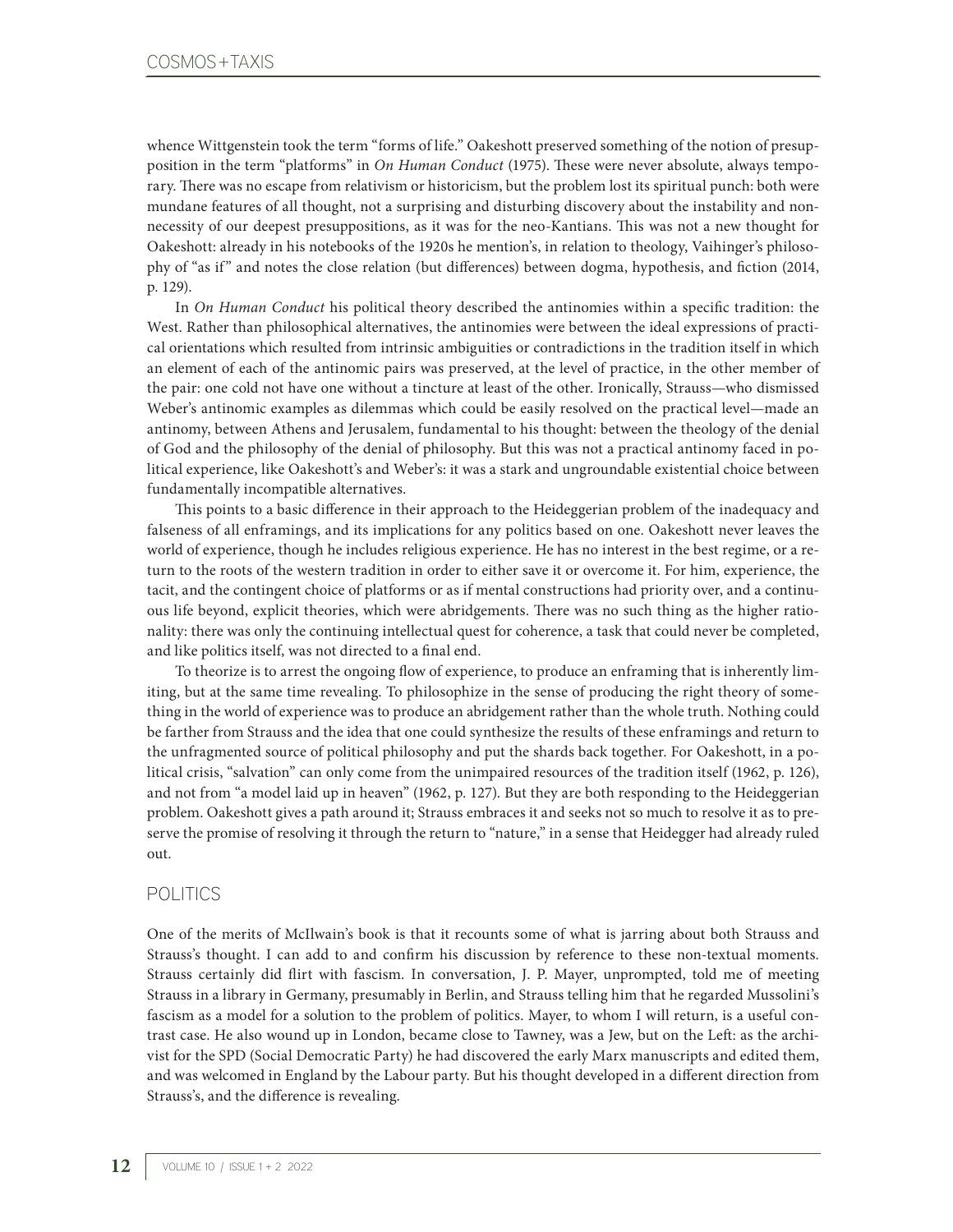whence Wittgenstein took the term "forms of life." Oakeshott preserved something of the notion of presupposition in the term "platforms" in *On Human Conduct* (1975). These were never absolute, always temporary. There was no escape from relativism or historicism, but the problem lost its spiritual punch: both were mundane features of all thought, not a surprising and disturbing discovery about the instability and non-necessity of our deepest presuppositions, as it was for the neo-Kantians. This was not a new thought for Oakeshott: already in his notebooks of the 1920s he mention's, in relation to theology, Vaihinger's philosophy of "as if" and notes the close relation (but differences) between dogma, hypothesis, and fiction (2014, p. 129).

In *On Human Conduct* his political theory described the antinomies within a specific tradition: the West. Rather than philosophical alternatives, the antinomies were between the ideal expressions of practical orientations which resulted from intrinsic ambiguities or contradictions in the tradition itself in which an element of each of the antinomic pairs was preserved, at the level of practice, in the other member of the pair: one cold not have one without a tincture at least of the other. Ironically, Strauss—who dismissed Weber's antinomic examples as dilemmas which could be easily resolved on the practical level—made an antinomy, between Athens and Jerusalem, fundamental to his thought: between the theology of the denial of God and the philosophy of the denial of philosophy. But this was not a practical antinomy faced in political experience, like Oakeshott's and Weber's: it was a stark and ungroundable existential choice between fundamentally incompatible alternatives.

This points to a basic difference in their approach to the Heideggerian problem of the inadequacy and falseness of all enframings, and its implications for any politics based on one. Oakeshott never leaves the world of experience, though he includes religious experience. He has no interest in the best regime, or a return to the roots of the western tradition in order to either save it or overcome it. For him, experience, the tacit, and the contingent choice of platforms or as if mental constructions had priority over, and a continuous life beyond, explicit theories, which were abridgements. There was no such thing as the higher rationality: there was only the continuing intellectual quest for coherence, a task that could never be completed, and like politics itself, was not directed to a final end.

To theorize is to arrest the ongoing flow of experience, to produce an enframing that is inherently limiting, but at the same time revealing. To philosophize in the sense of producing the right theory of something in the world of experience was to produce an abridgement rather than the whole truth. Nothing could be farther from Strauss and the idea that one could synthesize the results of these enframings and return to the unfragmented source of political philosophy and put the shards back together. For Oakeshott, in a political crisis, "salvation" can only come from the unimpaired resources of the tradition itself (1962, p. 126), and not from "a model laid up in heaven" (1962, p. 127). But they are both responding to the Heideggerian problem. Oakeshott gives a path around it; Strauss embraces it and seeks not so much to resolve it as to preserve the promise of resolving it through the return to "nature," in a sense that Heidegger had already ruled out.

## POLITICS

One of the merits of McIlwain's book is that it recounts some of what is jarring about both Strauss and Strauss's thought. I can add to and confirm his discussion by reference to these non-textual moments. Strauss certainly did flirt with fascism. In conversation, J. P. Mayer, unprompted, told me of meeting Strauss in a library in Germany, presumably in Berlin, and Strauss telling him that he regarded Mussolini's fascism as a model for a solution to the problem of politics. Mayer, to whom I will return, is a useful contrast case. He also wound up in London, became close to Tawney, was a Jew, but on the Left: as the archivist for the SPD (Social Democratic Party) he had discovered the early Marx manuscripts and edited them, and was welcomed in England by the Labour party. But his thought developed in a different direction from Strauss's, and the difference is revealing.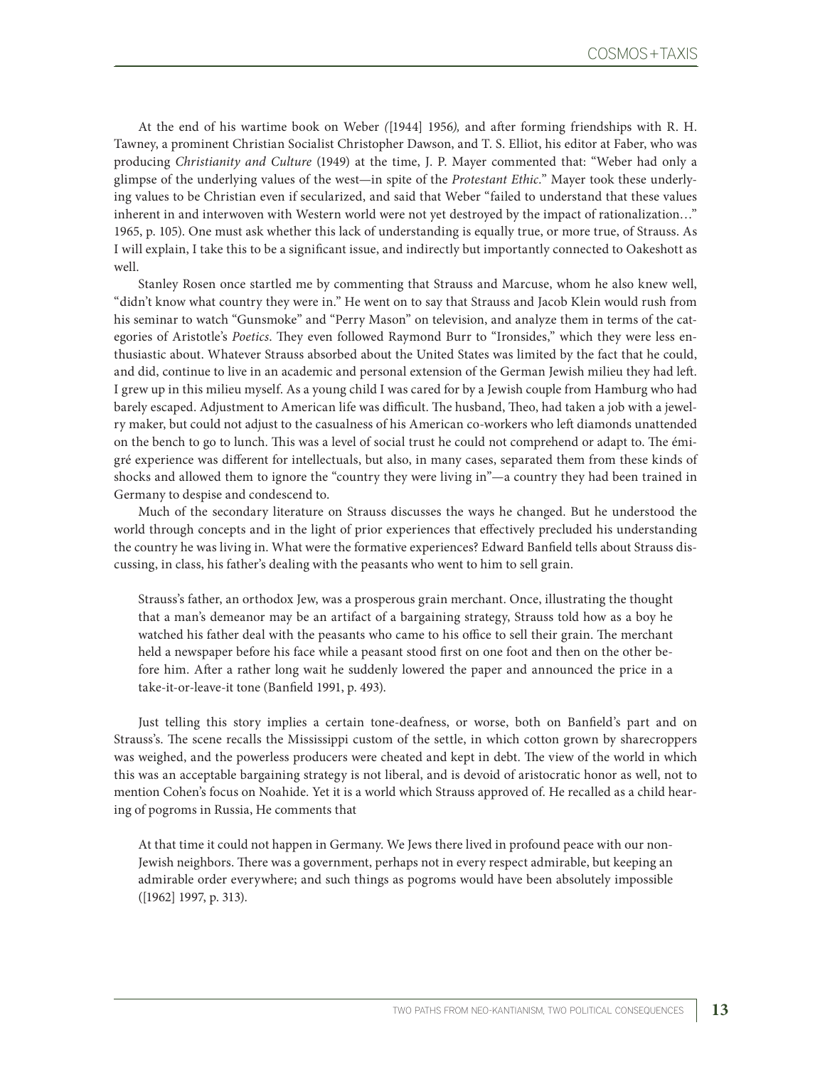At the end of his wartime book on Weber *(*[1944] 1956*),* and after forming friendships with R. H. Tawney, a prominent Christian Socialist Christopher Dawson, and T. S. Elliot, his editor at Faber, who was producing *Christianity and Culture* (1949) at the time, J. P. Mayer commented that: "Weber had only a glimpse of the underlying values of the west—in spite of the *Protestant Ethic*." Mayer took these underlying values to be Christian even if secularized, and said that Weber "failed to understand that these values inherent in and interwoven with Western world were not yet destroyed by the impact of rationalization…" 1965, p. 105). One must ask whether this lack of understanding is equally true, or more true, of Strauss. As I will explain, I take this to be a significant issue, and indirectly but importantly connected to Oakeshott as well.

Stanley Rosen once startled me by commenting that Strauss and Marcuse, whom he also knew well, "didn't know what country they were in." He went on to say that Strauss and Jacob Klein would rush from his seminar to watch "Gunsmoke" and "Perry Mason" on television, and analyze them in terms of the categories of Aristotle's *Poetics*. They even followed Raymond Burr to "Ironsides," which they were less enthusiastic about. Whatever Strauss absorbed about the United States was limited by the fact that he could, and did, continue to live in an academic and personal extension of the German Jewish milieu they had left. I grew up in this milieu myself. As a young child I was cared for by a Jewish couple from Hamburg who had barely escaped. Adjustment to American life was difficult. The husband, Theo, had taken a job with a jewelry maker, but could not adjust to the casualness of his American co-workers who left diamonds unattended on the bench to go to lunch. This was a level of social trust he could not comprehend or adapt to. The émigré experience was different for intellectuals, but also, in many cases, separated them from these kinds of shocks and allowed them to ignore the "country they were living in"—a country they had been trained in Germany to despise and condescend to.

Much of the secondary literature on Strauss discusses the ways he changed. But he understood the world through concepts and in the light of prior experiences that effectively precluded his understanding the country he was living in. What were the formative experiences? Edward Banfield tells about Strauss discussing, in class, his father's dealing with the peasants who went to him to sell grain.

> Strauss's father, an orthodox Jew, was a prosperous grain merchant. Once, illustrating the thought that a man's demeanor may be an artifact of a bargaining strategy, Strauss told how as a boy he watched his father deal with the peasants who came to his office to sell their grain. The merchant held a newspaper before his face while a peasant stood first on one foot and then on the other before him. After a rather long wait he suddenly lowered the paper and announced the price in a take-it-or-leave-it tone (Banfield 1991, p. 493).

Just telling this story implies a certain tone-deafness, or worse, both on Banfield's part and on Strauss's. The scene recalls the Mississippi custom of the settle, in which cotton grown by sharecroppers was weighed, and the powerless producers were cheated and kept in debt. The view of the world in which this was an acceptable bargaining strategy is not liberal, and is devoid of aristocratic honor as well, not to mention Cohen's focus on Noahide. Yet it is a world which Strauss approved of. He recalled as a child hearing of pogroms in Russia, He comments that

> At that time it could not happen in Germany. We Jews there lived in profound peace with our non-Jewish neighbors. There was a government, perhaps not in every respect admirable, but keeping an admirable order everywhere; and such things as pogroms would have been absolutely impossible ([1962] 1997, p. 313).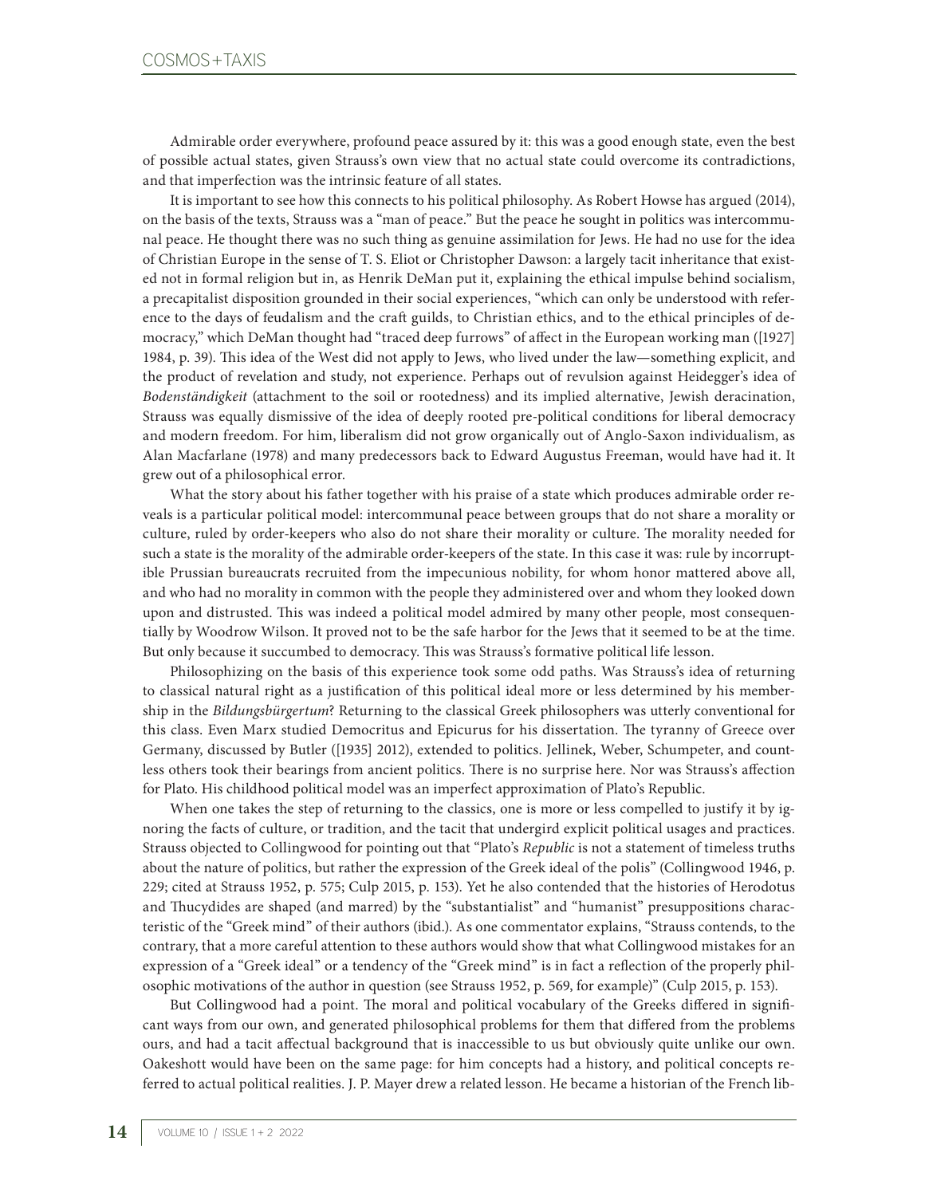Admirable order everywhere, profound peace assured by it: this was a good enough state, even the best of possible actual states, given Strauss's own view that no actual state could overcome its contradictions, and that imperfection was the intrinsic feature of all states.

It is important to see how this connects to his political philosophy. As Robert Howse has argued (2014), on the basis of the texts, Strauss was a "man of peace." But the peace he sought in politics was intercommunal peace. He thought there was no such thing as genuine assimilation for Jews. He had no use for the idea of Christian Europe in the sense of T. S. Eliot or Christopher Dawson: a largely tacit inheritance that existed not in formal religion but in, as Henrik DeMan put it, explaining the ethical impulse behind socialism, a precapitalist disposition grounded in their social experiences, "which can only be understood with reference to the days of feudalism and the craft guilds, to Christian ethics, and to the ethical principles of democracy," which DeMan thought had "traced deep furrows" of affect in the European working man ([1927] 1984, p. 39). This idea of the West did not apply to Jews, who lived under the law—something explicit, and the product of revelation and study, not experience. Perhaps out of revulsion against Heidegger's idea of *Bodenständigkeit* (attachment to the soil or rootedness) and its implied alternative, Jewish deracination, Strauss was equally dismissive of the idea of deeply rooted pre-political conditions for liberal democracy and modern freedom. For him, liberalism did not grow organically out of Anglo-Saxon individualism, as Alan Macfarlane (1978) and many predecessors back to Edward Augustus Freeman, would have had it. It grew out of a philosophical error.

What the story about his father together with his praise of a state which produces admirable order reveals is a particular political model: intercommunal peace between groups that do not share a morality or culture, ruled by order-keepers who also do not share their morality or culture. The morality needed for such a state is the morality of the admirable order-keepers of the state. In this case it was: rule by incorruptible Prussian bureaucrats recruited from the impecunious nobility, for whom honor mattered above all, and who had no morality in common with the people they administered over and whom they looked down upon and distrusted. This was indeed a political model admired by many other people, most consequentially by Woodrow Wilson. It proved not to be the safe harbor for the Jews that it seemed to be at the time. But only because it succumbed to democracy. This was Strauss's formative political life lesson.

Philosophizing on the basis of this experience took some odd paths. Was Strauss's idea of returning to classical natural right as a justification of this political ideal more or less determined by his membership in the *Bildungsbürgertum*? Returning to the classical Greek philosophers was utterly conventional for this class. Even Marx studied Democritus and Epicurus for his dissertation. The tyranny of Greece over Germany, discussed by Butler ([1935] 2012), extended to politics. Jellinek, Weber, Schumpeter, and countless others took their bearings from ancient politics. There is no surprise here. Nor was Strauss's affection for Plato. His childhood political model was an imperfect approximation of Plato's Republic.

When one takes the step of returning to the classics, one is more or less compelled to justify it by ignoring the facts of culture, or tradition, and the tacit that undergird explicit political usages and practices. Strauss objected to Collingwood for pointing out that "Plato's *Republic* is not a statement of timeless truths about the nature of politics, but rather the expression of the Greek ideal of the polis" (Collingwood 1946, p. 229; cited at Strauss 1952, p. 575; Culp 2015, p. 153). Yet he also contended that the histories of Herodotus and Thucydides are shaped (and marred) by the "substantialist" and "humanist" presuppositions characteristic of the "Greek mind" of their authors (ibid.). As one commentator explains, "Strauss contends, to the contrary, that a more careful attention to these authors would show that what Collingwood mistakes for an expression of a "Greek ideal" or a tendency of the "Greek mind" is in fact a reflection of the properly philosophic motivations of the author in question (see Strauss 1952, p. 569, for example)" (Culp 2015, p. 153).

But Collingwood had a point. The moral and political vocabulary of the Greeks differed in significant ways from our own, and generated philosophical problems for them that differed from the problems ours, and had a tacit affectual background that is inaccessible to us but obviously quite unlike our own. Oakeshott would have been on the same page: for him concepts had a history, and political concepts referred to actual political realities. J. P. Mayer drew a related lesson. He became a historian of the French lib-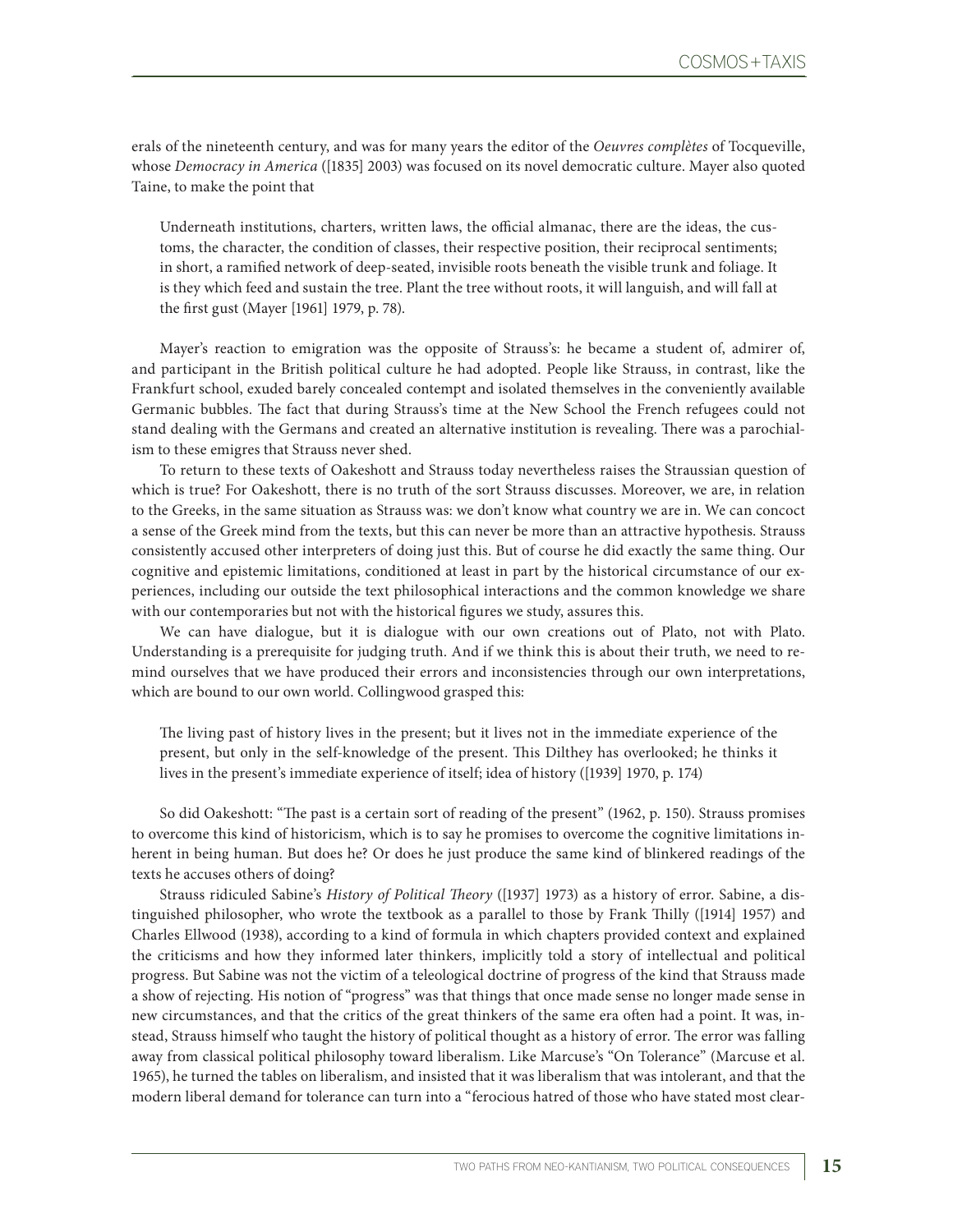erals of the nineteenth century, and was for many years the editor of the *Oeuvres complètes* of Tocqueville, whose *Democracy in America* ([1835] 2003) was focused on its novel democratic culture. Mayer also quoted Taine, to make the point that

> Underneath institutions, charters, written laws, the official almanac, there are the ideas, the customs, the character, the condition of classes, their respective position, their reciprocal sentiments; in short, a ramified network of deep-seated, invisible roots beneath the visible trunk and foliage. It is they which feed and sustain the tree. Plant the tree without roots, it will languish, and will fall at the first gust (Mayer [1961] 1979, p. 78).

Mayer's reaction to emigration was the opposite of Strauss's: he became a student of, admirer of, and participant in the British political culture he had adopted. People like Strauss, in contrast, like the Frankfurt school, exuded barely concealed contempt and isolated themselves in the conveniently available Germanic bubbles. The fact that during Strauss's time at the New School the French refugees could not stand dealing with the Germans and created an alternative institution is revealing. There was a parochialism to these emigres that Strauss never shed.

To return to these texts of Oakeshott and Strauss today nevertheless raises the Straussian question of which is true? For Oakeshott, there is no truth of the sort Strauss discusses. Moreover, we are, in relation to the Greeks, in the same situation as Strauss was: we don't know what country we are in. We can concoct a sense of the Greek mind from the texts, but this can never be more than an attractive hypothesis. Strauss consistently accused other interpreters of doing just this. But of course he did exactly the same thing. Our cognitive and epistemic limitations, conditioned at least in part by the historical circumstance of our experiences, including our outside the text philosophical interactions and the common knowledge we share with our contemporaries but not with the historical figures we study, assures this.

We can have dialogue, but it is dialogue with our own creations out of Plato, not with Plato. Understanding is a prerequisite for judging truth. And if we think this is about their truth, we need to remind ourselves that we have produced their errors and inconsistencies through our own interpretations, which are bound to our own world. Collingwood grasped this:

> The living past of history lives in the present; but it lives not in the immediate experience of the present, but only in the self-knowledge of the present. This Dilthey has overlooked; he thinks it lives in the present's immediate experience of itself; idea of history ([1939] 1970, p. 174)

So did Oakeshott: "The past is a certain sort of reading of the present" (1962, p. 150). Strauss promises to overcome this kind of historicism, which is to say he promises to overcome the cognitive limitations inherent in being human. But does he? Or does he just produce the same kind of blinkered readings of the texts he accuses others of doing?

Strauss ridiculed Sabine's *History of Political Theory* ([1937] 1973) as a history of error. Sabine, a distinguished philosopher, who wrote the textbook as a parallel to those by Frank Thilly ([1914] 1957) and Charles Ellwood (1938), according to a kind of formula in which chapters provided context and explained the criticisms and how they informed later thinkers, implicitly told a story of intellectual and political progress. But Sabine was not the victim of a teleological doctrine of progress of the kind that Strauss made a show of rejecting. His notion of "progress" was that things that once made sense no longer made sense in new circumstances, and that the critics of the great thinkers of the same era often had a point. It was, instead, Strauss himself who taught the history of political thought as a history of error. The error was falling away from classical political philosophy toward liberalism. Like Marcuse's "On Tolerance" (Marcuse et al. 1965), he turned the tables on liberalism, and insisted that it was liberalism that was intolerant, and that the modern liberal demand for tolerance can turn into a "ferocious hatred of those who have stated most clear-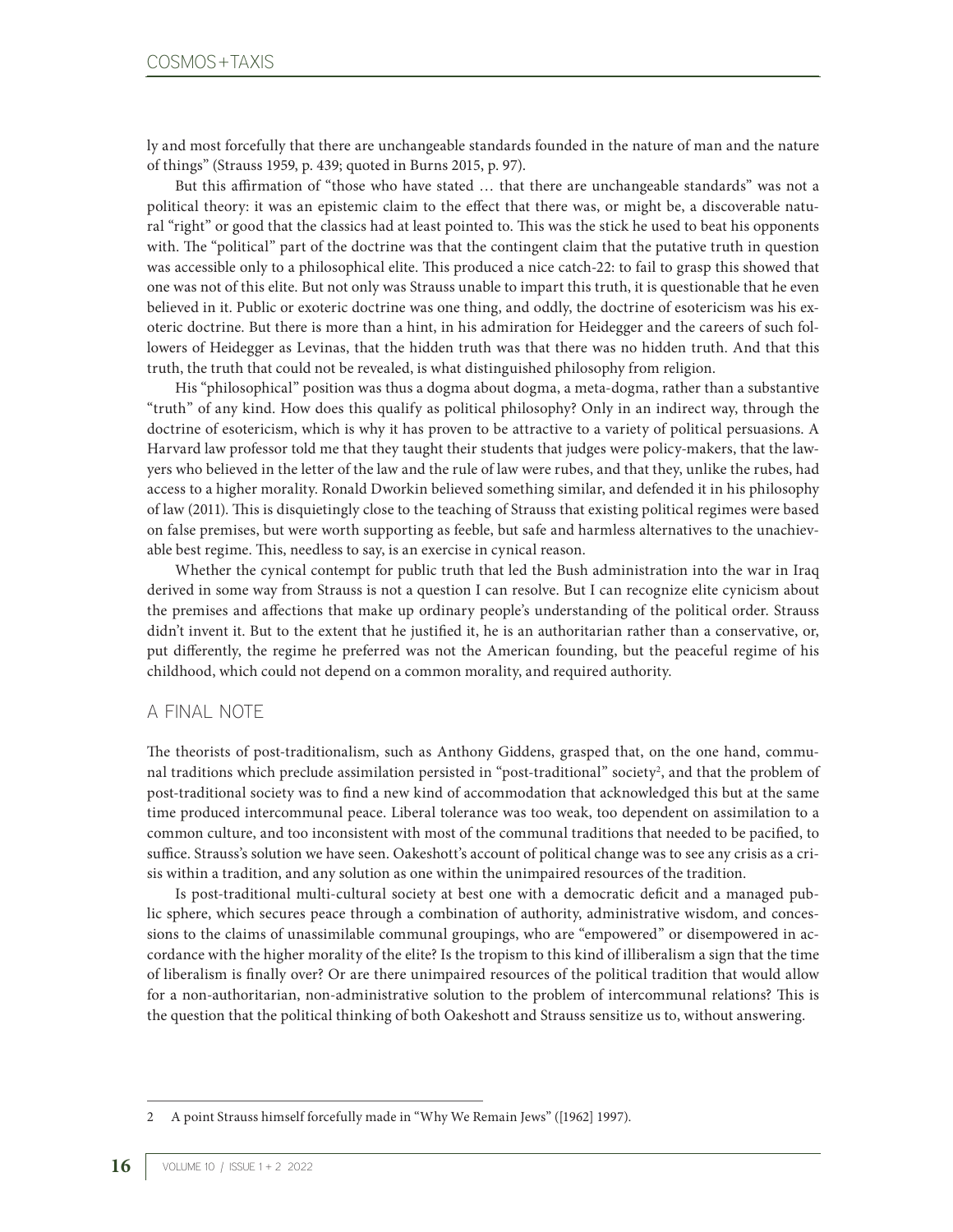ly and most forcefully that there are unchangeable standards founded in the nature of man and the nature of things" (Strauss 1959, p. 439; quoted in Burns 2015, p. 97).

But this affirmation of "those who have stated … that there are unchangeable standards" was not a political theory: it was an epistemic claim to the effect that there was, or might be, a discoverable natural "right" or good that the classics had at least pointed to. This was the stick he used to beat his opponents with. The "political" part of the doctrine was that the contingent claim that the putative truth in question was accessible only to a philosophical elite. This produced a nice catch-22: to fail to grasp this showed that one was not of this elite. But not only was Strauss unable to impart this truth, it is questionable that he even believed in it. Public or exoteric doctrine was one thing, and oddly, the doctrine of esotericism was his exoteric doctrine. But there is more than a hint, in his admiration for Heidegger and the careers of such followers of Heidegger as Levinas, that the hidden truth was that there was no hidden truth. And that this truth, the truth that could not be revealed, is what distinguished philosophy from religion.

His "philosophical" position was thus a dogma about dogma, a meta-dogma, rather than a substantive "truth" of any kind. How does this qualify as political philosophy? Only in an indirect way, through the doctrine of esotericism, which is why it has proven to be attractive to a variety of political persuasions. A Harvard law professor told me that they taught their students that judges were policy-makers, that the lawyers who believed in the letter of the law and the rule of law were rubes, and that they, unlike the rubes, had access to a higher morality. Ronald Dworkin believed something similar, and defended it in his philosophy of law (2011). This is disquietingly close to the teaching of Strauss that existing political regimes were based on false premises, but were worth supporting as feeble, but safe and harmless alternatives to the unachievable best regime. This, needless to say, is an exercise in cynical reason.

Whether the cynical contempt for public truth that led the Bush administration into the war in Iraq derived in some way from Strauss is not a question I can resolve. But I can recognize elite cynicism about the premises and affections that make up ordinary people's understanding of the political order. Strauss didn't invent it. But to the extent that he justified it, he is an authoritarian rather than a conservative, or, put differently, the regime he preferred was not the American founding, but the peaceful regime of his childhood, which could not depend on a common morality, and required authority.

## A FINAL NOTE

The theorists of post-traditionalism, such as Anthony Giddens, grasped that, on the one hand, communal traditions which preclude assimilation persisted in "post-traditional" society[2], and that the problem of post-traditional society was to find a new kind of accommodation that acknowledged this but at the same time produced intercommunal peace. Liberal tolerance was too weak, too dependent on assimilation to a common culture, and too inconsistent with most of the communal traditions that needed to be pacified, to suffice. Strauss's solution we have seen. Oakeshott's account of political change was to see any crisis as a crisis within a tradition, and any solution as one within the unimpaired resources of the tradition.

Is post-traditional multi-cultural society at best one with a democratic deficit and a managed public sphere, which secures peace through a combination of authority, administrative wisdom, and concessions to the claims of unassimilable communal groupings, who are "empowered" or disempowered in accordance with the higher morality of the elite? Is the tropism to this kind of illiberalism a sign that the time of liberalism is finally over? Or are there unimpaired resources of the political tradition that would allow for a non-authoritarian, non-administrative solution to the problem of intercommunal relations? This is the question that the political thinking of both Oakeshott and Strauss sensitize us to, without answering.

---

2 A point Strauss himself forcefully made in "Why We Remain Jews" ([1962] 1997).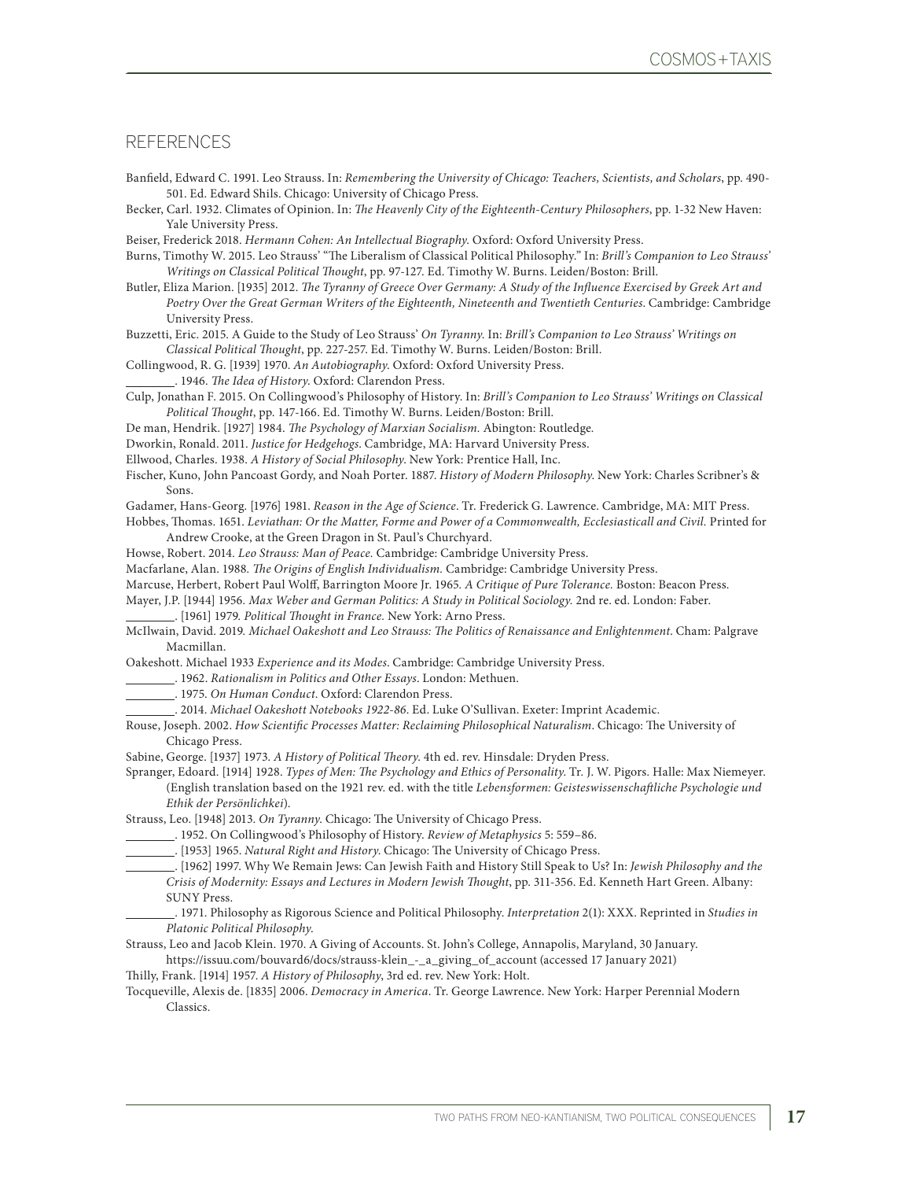## REFERENCES

Banfield, Edward C. 1991. Leo Strauss. In: *Remembering the University of Chicago: Teachers, Scientists, and Scholars*, pp. 490-501. Ed. Edward Shils. Chicago: University of Chicago Press.

Becker, Carl. 1932. Climates of Opinion. In: *The Heavenly City of the Eighteenth-Century Philosophers*, pp. 1-32 New Haven: Yale University Press.

Beiser, Frederick 2018. *Hermann Cohen: An Intellectual Biography*. Oxford: Oxford University Press.

Burns, Timothy W. 2015. Leo Strauss' "The Liberalism of Classical Political Philosophy." In: *Brill's Companion to Leo Strauss' Writings on Classical Political Thought*, pp. 97-127. Ed. Timothy W. Burns. Leiden/Boston: Brill.

Butler, Eliza Marion. [1935] 2012. *The Tyranny of Greece Over Germany: A Study of the Influence Exercised by Greek Art and Poetry Over the Great German Writers of the Eighteenth, Nineteenth and Twentieth Centuries*. Cambridge: Cambridge University Press.

Buzzetti, Eric. 2015. A Guide to the Study of Leo Strauss' *On Tyranny*. In: *Brill's Companion to Leo Strauss' Writings on Classical Political Thought*, pp. 227-257. Ed. Timothy W. Burns. Leiden/Boston: Brill.

Collingwood, R. G. [1939] 1970. *An Autobiography*. Oxford: Oxford University Press.

________. 1946. *The Idea of History*. Oxford: Clarendon Press.

Culp, Jonathan F. 2015. On Collingwood's Philosophy of History. In: *Brill's Companion to Leo Strauss' Writings on Classical Political Thought*, pp. 147-166. Ed. Timothy W. Burns. Leiden/Boston: Brill.

De man, Hendrik. [1927] 1984. *The Psychology of Marxian Socialism.* Abington: Routledge.

Dworkin, Ronald. 2011. *Justice for Hedgehogs*. Cambridge, MA: Harvard University Press.

Ellwood, Charles. 1938. *A History of Social Philosophy*. New York: Prentice Hall, Inc.

Fischer, Kuno, John Pancoast Gordy, and Noah Porter. 1887. *History of Modern Philosophy*. New York: Charles Scribner's & Sons.

Gadamer, Hans-Georg. [1976] 1981. *Reason in the Age of Science*. Tr. Frederick G. Lawrence. Cambridge, MA: MIT Press.

Hobbes, Thomas. 1651. *Leviathan: Or the Matter, Forme and Power of a Commonwealth, Ecclesiasticall and Civil.* Printed for Andrew Crooke, at the Green Dragon in St. Paul's Churchyard.

Howse, Robert. 2014. *Leo Strauss: Man of Peace.* Cambridge: Cambridge University Press.

Macfarlane, Alan. 1988. *The Origins of English Individualism.* Cambridge: Cambridge University Press.

Marcuse, Herbert, Robert Paul Wolff, Barrington Moore Jr. 1965. *A Critique of Pure Tolerance.* Boston: Beacon Press.

Mayer, J.P. [1944] 1956. *Max Weber and German Politics: A Study in Political Sociology.* 2nd re. ed. London: Faber.

________. [1961] 1979. *Political Thought in France.* New York: Arno Press.

McIlwain, David. 2019. *Michael Oakeshott and Leo Strauss: The Politics of Renaissance and Enlightenment*. Cham: Palgrave Macmillan.

Oakeshott. Michael 1933 *Experience and its Modes*. Cambridge: Cambridge University Press.

________. 1962. *Rationalism in Politics and Other Essays*. London: Methuen.

________. 1975. *On Human Conduct*. Oxford: Clarendon Press.

________. 2014. *Michael Oakeshott Notebooks 1922-86*. Ed. Luke O'Sullivan. Exeter: Imprint Academic.

Rouse, Joseph. 2002. *How Scientific Processes Matter: Reclaiming Philosophical Naturalism*. Chicago: The University of Chicago Press.

Sabine, George. [1937] 1973. *A History of Political Theory*. 4th ed. rev. Hinsdale: Dryden Press.

Spranger, Edoard. [1914] 1928. *Types of Men: The Psychology and Ethics of Personality.* Tr. J. W. Pigors. Halle: Max Niemeyer. (English translation based on the 1921 rev. ed. with the title *Lebensformen: Geisteswissenschaftliche Psychologie und Ethik der Persönlichkei*).

Strauss, Leo. [1948] 2013. *On Tyranny*. Chicago: The University of Chicago Press.

________. 1952. On Collingwood's Philosophy of History. *Review of Metaphysics* 5: 559–86.

________. [1953] 1965. *Natural Right and History*. Chicago: The University of Chicago Press.

________. [1962] 1997. Why We Remain Jews: Can Jewish Faith and History Still Speak to Us? In: *Jewish Philosophy and the Crisis of Modernity: Essays and Lectures in Modern Jewish Thought*, pp. 311-356. Ed. Kenneth Hart Green. Albany: SUNY Press.

________. 1971. Philosophy as Rigorous Science and Political Philosophy. *Interpretation* 2(1): XXX. Reprinted in *Studies in Platonic Political Philosophy*.

Strauss, Leo and Jacob Klein. 1970. A Giving of Accounts. St. John's College, Annapolis, Maryland, 30 January. https://issuu.com/bouvard6/docs/strauss-klein_-_a_giving_of_account (accessed 17 January 2021)

Thilly, Frank. [1914] 1957. *A History of Philosophy*, 3rd ed. rev. New York: Holt.

Tocqueville, Alexis de. [1835] 2006. *Democracy in America*. Tr. George Lawrence. New York: Harper Perennial Modern Classics.